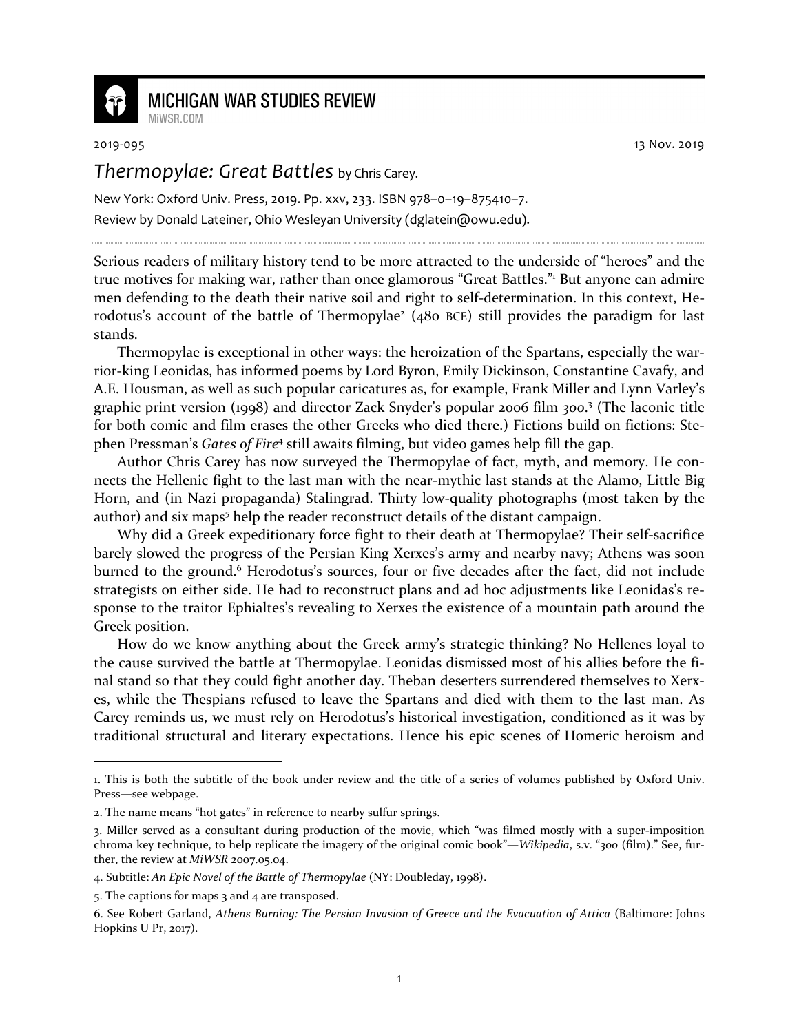MICHIGAN WAR STUDIES REVIEW

MiWSR.COM

2019-095 13 Nov. 2019

# *Thermopylae: Great Battles* by Chris Carey.

New York: Oxford Univ. Press, 2019. Pp. xxv, 233. ISBN 978–0–19–875410–7.

Review by Donald Lateiner, Ohio Wesleyan University (dglatein@owu.edu).

Serious readers of military history tend to be more attracted to the underside of "heroes" and the true motives for making war, rather than once glamorous "Great Battles."[1] But anyone can admire men defending to the death their native soil and right to self-determination. In this context, Herodotus's account of the battle of Thermopylae[2] (480 BCE) still provides the paradigm for last stands.

Thermopylae is exceptional in other ways: the heroization of the Spartans, especially the warrior-king Leonidas, has informed poems by Lord Byron, Emily Dickinson, Constantine Cavafy, and A.E. Housman, as well as such popular caricatures as, for example, Frank Miller and Lynn Varley's graphic print version (1998) and director Zack Snyder's popular 2006 film *300*.[3] (The laconic title for both comic and film erases the other Greeks who died there.) Fictions build on fictions: Stephen Pressman's *Gates of Fire*[4] still awaits filming, but video games help fill the gap.

Author Chris Carey has now surveyed the Thermopylae of fact, myth, and memory. He connects the Hellenic fight to the last man with the near-mythic last stands at the Alamo, Little Big Horn, and (in Nazi propaganda) Stalingrad. Thirty low-quality photographs (most taken by the author) and six maps[5] help the reader reconstruct details of the distant campaign.

Why did a Greek expeditionary force fight to their death at Thermopylae? Their self-sacrifice barely slowed the progress of the Persian King Xerxes's army and nearby navy; Athens was soon burned to the ground.[6] Herodotus's sources, four or five decades after the fact, did not include strategists on either side. He had to reconstruct plans and ad hoc adjustments like Leonidas's response to the traitor Ephialtes's revealing to Xerxes the existence of a mountain path around the Greek position.

How do we know anything about the Greek army's strategic thinking? No Hellenes loyal to the cause survived the battle at Thermopylae. Leonidas dismissed most of his allies before the final stand so that they could fight another day. Theban deserters surrendered themselves to Xerxes, while the Thespians refused to leave the Spartans and died with them to the last man. As Carey reminds us, we must rely on Herodotus's historical investigation, conditioned as it was by traditional structural and literary expectations. Hence his epic scenes of Homeric heroism and

---

1. This is both the subtitle of the book under review and the title of a series of volumes published by Oxford Univ. Press—see webpage.

2. The name means "hot gates" in reference to nearby sulfur springs.

3. Miller served as a consultant during production of the movie, which "was filmed mostly with a super-imposition chroma key technique, to help replicate the imagery of the original comic book"—*Wikipedia*, s.v. "*300* (film)." See, further, the review at *MiWSR* 2007.05.04.

4. Subtitle: *An Epic Novel of the Battle of Thermopylae* (NY: Doubleday, 1998).

5. The captions for maps 3 and 4 are transposed.

6. See Robert Garland, *Athens Burning: The Persian Invasion of Greece and the Evacuation of Attica* (Baltimore: Johns Hopkins U Pr, 2017).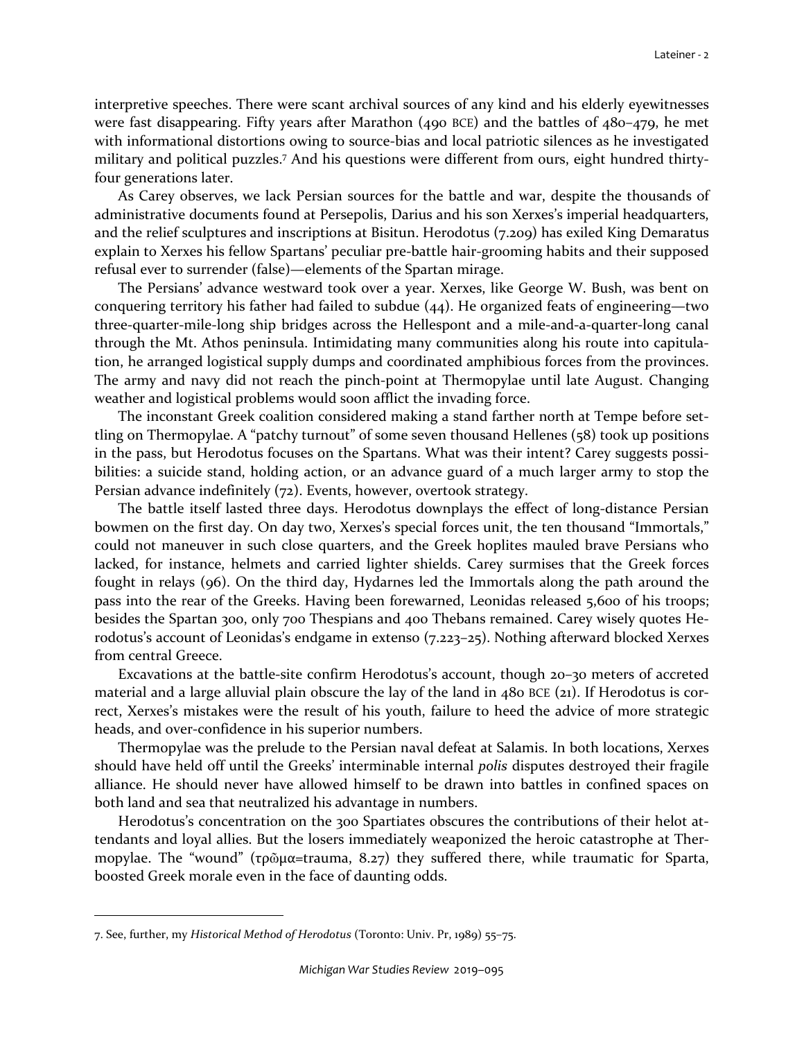interpretive speeches. There were scant archival sources of any kind and his elderly eyewitnesses were fast disappearing. Fifty years after Marathon (490 BCE) and the battles of 480–479, he met with informational distortions owing to source-bias and local patriotic silences as he investigated military and political puzzles.[7] And his questions were different from ours, eight hundred thirty-four generations later.

As Carey observes, we lack Persian sources for the battle and war, despite the thousands of administrative documents found at Persepolis, Darius and his son Xerxes's imperial headquarters, and the relief sculptures and inscriptions at Bisitun. Herodotus (7.209) has exiled King Demaratus explain to Xerxes his fellow Spartans' peculiar pre-battle hair-grooming habits and their supposed refusal ever to surrender (false)—elements of the Spartan mirage.

The Persians' advance westward took over a year. Xerxes, like George W. Bush, was bent on conquering territory his father had failed to subdue (44). He organized feats of engineering—two three-quarter-mile-long ship bridges across the Hellespont and a mile-and-a-quarter-long canal through the Mt. Athos peninsula. Intimidating many communities along his route into capitulation, he arranged logistical supply dumps and coordinated amphibious forces from the provinces. The army and navy did not reach the pinch-point at Thermopylae until late August. Changing weather and logistical problems would soon afflict the invading force.

The inconstant Greek coalition considered making a stand farther north at Tempe before settling on Thermopylae. A "patchy turnout" of some seven thousand Hellenes (58) took up positions in the pass, but Herodotus focuses on the Spartans. What was their intent? Carey suggests possibilities: a suicide stand, holding action, or an advance guard of a much larger army to stop the Persian advance indefinitely (72). Events, however, overtook strategy.

The battle itself lasted three days. Herodotus downplays the effect of long-distance Persian bowmen on the first day. On day two, Xerxes's special forces unit, the ten thousand "Immortals," could not maneuver in such close quarters, and the Greek hoplites mauled brave Persians who lacked, for instance, helmets and carried lighter shields. Carey surmises that the Greek forces fought in relays (96). On the third day, Hydarnes led the Immortals along the path around the pass into the rear of the Greeks. Having been forewarned, Leonidas released 5,600 of his troops; besides the Spartan 300, only 700 Thespians and 400 Thebans remained. Carey wisely quotes Herodotus's account of Leonidas's endgame in extenso (7.223–25). Nothing afterward blocked Xerxes from central Greece.

Excavations at the battle-site confirm Herodotus's account, though 20–30 meters of accreted material and a large alluvial plain obscure the lay of the land in 480 BCE (21). If Herodotus is correct, Xerxes's mistakes were the result of his youth, failure to heed the advice of more strategic heads, and over-confidence in his superior numbers.

Thermopylae was the prelude to the Persian naval defeat at Salamis. In both locations, Xerxes should have held off until the Greeks' interminable internal *polis* disputes destroyed their fragile alliance. He should never have allowed himself to be drawn into battles in confined spaces on both land and sea that neutralized his advantage in numbers.

Herodotus's concentration on the 300 Spartiates obscures the contributions of their helot attendants and loyal allies. But the losers immediately weaponized the heroic catastrophe at Thermopylae. The "wound" (τρῶμα=trauma, 8.27) they suffered there, while traumatic for Sparta, boosted Greek morale even in the face of daunting odds.

---

7. See, further, my *Historical Method of Herodotus* (Toronto: Univ. Pr, 1989) 55–75.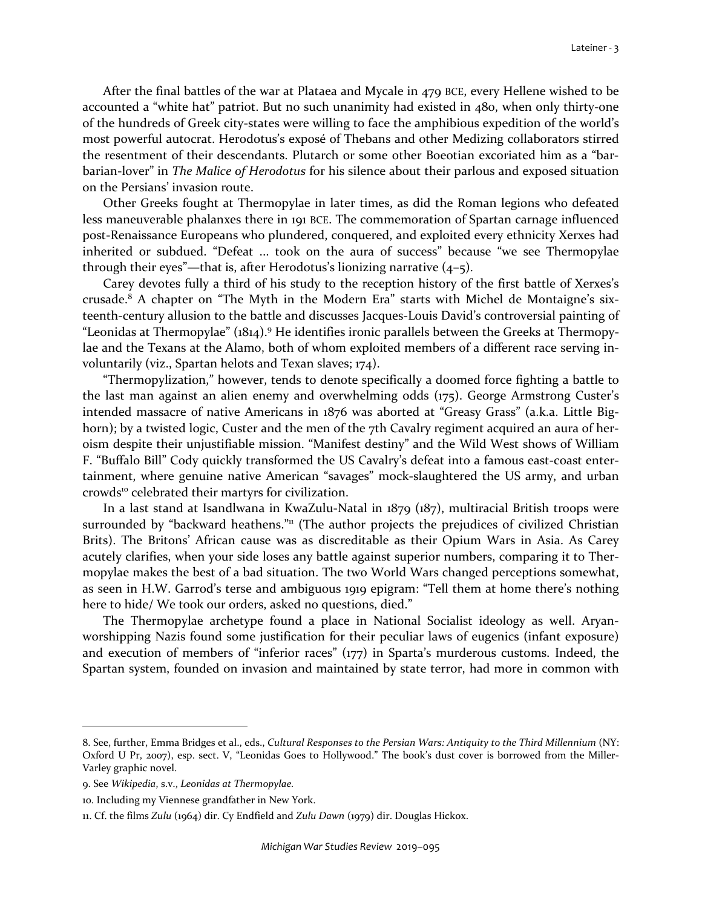After the final battles of the war at Plataea and Mycale in 479 BCE, every Hellene wished to be accounted a "white hat" patriot. But no such unanimity had existed in 480, when only thirty-one of the hundreds of Greek city-states were willing to face the amphibious expedition of the world's most powerful autocrat. Herodotus's exposé of Thebans and other Medizing collaborators stirred the resentment of their descendants. Plutarch or some other Boeotian excoriated him as a "barbarian-lover" in *The Malice of Herodotus* for his silence about their parlous and exposed situation on the Persians' invasion route.

Other Greeks fought at Thermopylae in later times, as did the Roman legions who defeated less maneuverable phalanxes there in 191 BCE. The commemoration of Spartan carnage influenced post-Renaissance Europeans who plundered, conquered, and exploited every ethnicity Xerxes had inherited or subdued. "Defeat … took on the aura of success" because "we see Thermopylae through their eyes"—that is, after Herodotus's lionizing narrative (4–5).

Carey devotes fully a third of his study to the reception history of the first battle of Xerxes's crusade.[8] A chapter on "The Myth in the Modern Era" starts with Michel de Montaigne's sixteenth-century allusion to the battle and discusses Jacques-Louis David's controversial painting of "Leonidas at Thermopylae" (1814).[9] He identifies ironic parallels between the Greeks at Thermopylae and the Texans at the Alamo, both of whom exploited members of a different race serving involuntarily (viz., Spartan helots and Texan slaves; 174).

"Thermopylization," however, tends to denote specifically a doomed force fighting a battle to the last man against an alien enemy and overwhelming odds (175). George Armstrong Custer's intended massacre of native Americans in 1876 was aborted at "Greasy Grass" (a.k.a. Little Bighorn); by a twisted logic, Custer and the men of the 7th Cavalry regiment acquired an aura of heroism despite their unjustifiable mission. "Manifest destiny" and the Wild West shows of William F. "Buffalo Bill" Cody quickly transformed the US Cavalry's defeat into a famous east-coast entertainment, where genuine native American "savages" mock-slaughtered the US army, and urban crowds[10] celebrated their martyrs for civilization.

In a last stand at Isandlwana in KwaZulu-Natal in 1879 (187), multiracial British troops were surrounded by "backward heathens."[11] (The author projects the prejudices of civilized Christian Brits). The Britons' African cause was as discreditable as their Opium Wars in Asia. As Carey acutely clarifies, when your side loses any battle against superior numbers, comparing it to Thermopylae makes the best of a bad situation. The two World Wars changed perceptions somewhat, as seen in H.W. Garrod's terse and ambiguous 1919 epigram: "Tell them at home there's nothing here to hide/ We took our orders, asked no questions, died."

The Thermopylae archetype found a place in National Socialist ideology as well. Aryan-worshipping Nazis found some justification for their peculiar laws of eugenics (infant exposure) and execution of members of "inferior races" (177) in Sparta's murderous customs. Indeed, the Spartan system, founded on invasion and maintained by state terror, had more in common with

---

8. See, further, Emma Bridges et al., eds., *Cultural Responses to the Persian Wars: Antiquity to the Third Millennium* (NY: Oxford U Pr, 2007), esp. sect. V, "Leonidas Goes to Hollywood." The book's dust cover is borrowed from the Miller-Varley graphic novel.

9. See *Wikipedia*, s.v., *Leonidas at Thermopylae*.

10. Including my Viennese grandfather in New York.

11. Cf. the films *Zulu* (1964) dir. Cy Endfield and *Zulu Dawn* (1979) dir. Douglas Hickox.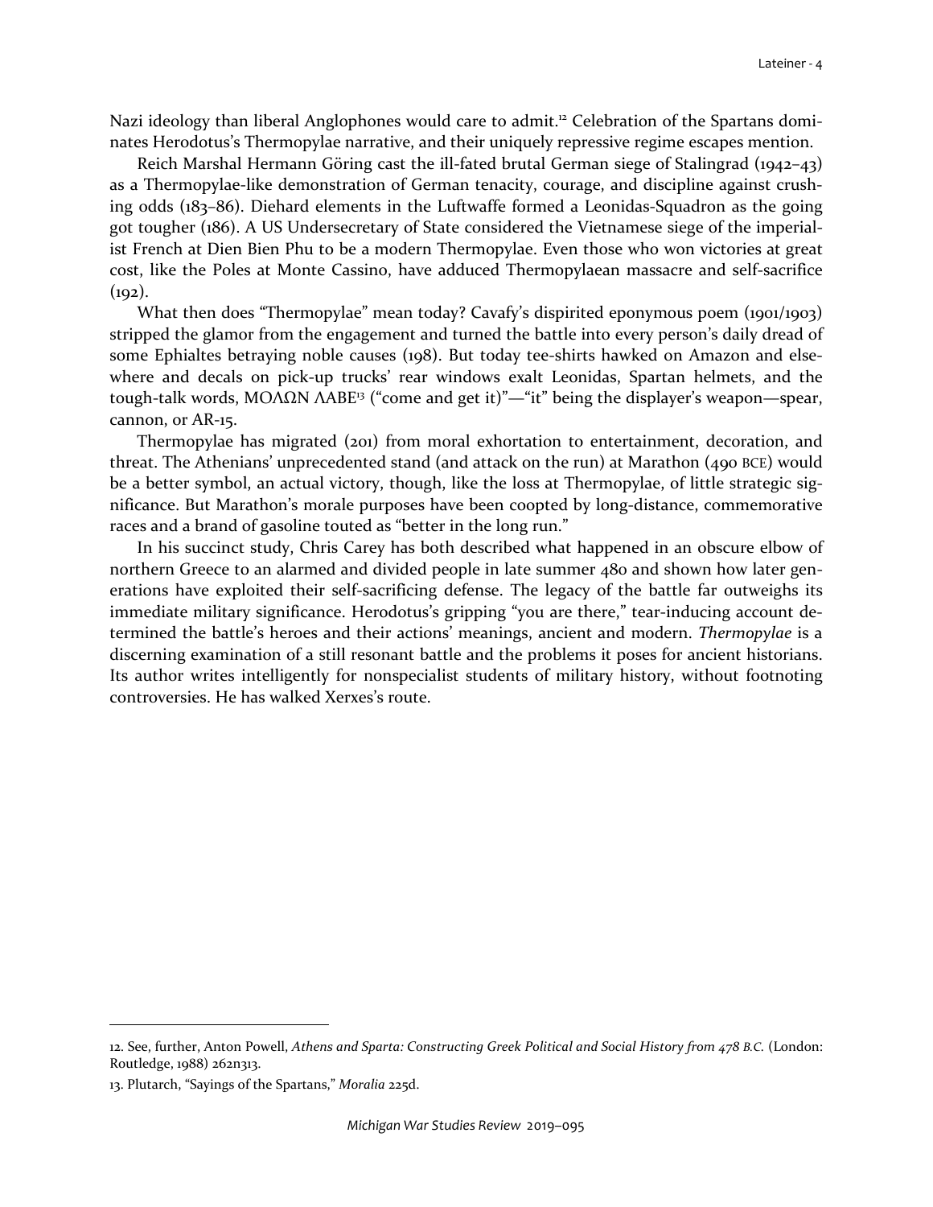Nazi ideology than liberal Anglophones would care to admit.[12] Celebration of the Spartans dominates Herodotus's Thermopylae narrative, and their uniquely repressive regime escapes mention.

Reich Marshal Hermann Göring cast the ill-fated brutal German siege of Stalingrad (1942–43) as a Thermopylae-like demonstration of German tenacity, courage, and discipline against crushing odds (183–86). Diehard elements in the Luftwaffe formed a Leonidas-Squadron as the going got tougher (186). A US Undersecretary of State considered the Vietnamese siege of the imperialist French at Dien Bien Phu to be a modern Thermopylae. Even those who won victories at great cost, like the Poles at Monte Cassino, have adduced Thermopylaean massacre and self-sacrifice (192).

What then does "Thermopylae" mean today? Cavafy's dispirited eponymous poem (1901/1903) stripped the glamor from the engagement and turned the battle into every person's daily dread of some Ephialtes betraying noble causes (198). But today tee-shirts hawked on Amazon and elsewhere and decals on pick-up trucks' rear windows exalt Leonidas, Spartan helmets, and the tough-talk words, ΜΟΛΩΝ ΛΑΒΕ[13] ("come and get it")—"it" being the displayer's weapon—spear, cannon, or AR-15.

Thermopylae has migrated (201) from moral exhortation to entertainment, decoration, and threat. The Athenians' unprecedented stand (and attack on the run) at Marathon (490 BCE) would be a better symbol, an actual victory, though, like the loss at Thermopylae, of little strategic significance. But Marathon's morale purposes have been coopted by long-distance, commemorative races and a brand of gasoline touted as "better in the long run."

In his succinct study, Chris Carey has both described what happened in an obscure elbow of northern Greece to an alarmed and divided people in late summer 480 and shown how later generations have exploited their self-sacrificing defense. The legacy of the battle far outweighs its immediate military significance. Herodotus's gripping "you are there," tear-inducing account determined the battle's heroes and their actions' meanings, ancient and modern. *Thermopylae* is a discerning examination of a still resonant battle and the problems it poses for ancient historians. Its author writes intelligently for nonspecialist students of military history, without footnoting controversies. He has walked Xerxes's route.

---

12. See, further, Anton Powell, *Athens and Sparta: Constructing Greek Political and Social History from 478 B.C.* (London: Routledge, 1988) 262n313.

13. Plutarch, "Sayings of the Spartans," *Moralia* 225d.